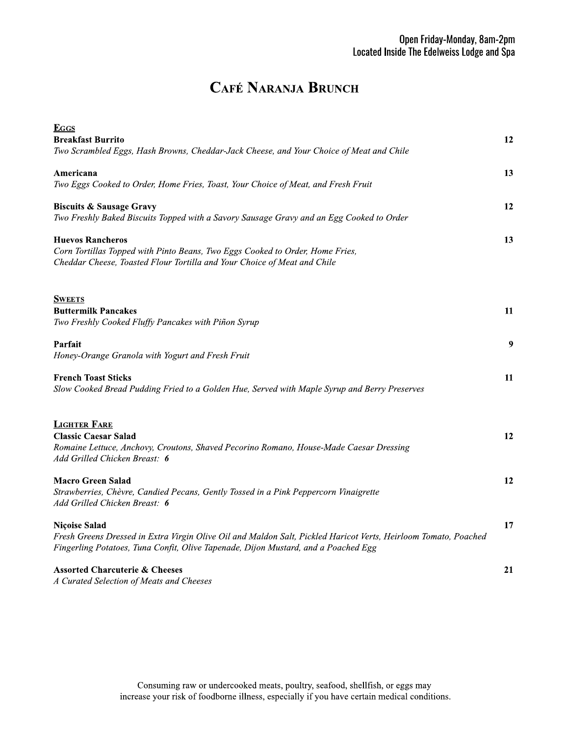Open Friday-Monday, 8am-2pm
Located Inside The Edelweiss Lodge and Spa

# Café Naranja Brunch

## Eggs

**Breakfast Burrito** 12
*Two Scrambled Eggs, Hash Browns, Cheddar-Jack Cheese, and Your Choice of Meat and Chile*

**Americana** 13
*Two Eggs Cooked to Order, Home Fries, Toast, Your Choice of Meat, and Fresh Fruit*

**Biscuits & Sausage Gravy** 12
*Two Freshly Baked Biscuits Topped with a Savory Sausage Gravy and an Egg Cooked to Order*

**Huevos Rancheros** 13
*Corn Tortillas Topped with Pinto Beans, Two Eggs Cooked to Order, Home Fries, Cheddar Cheese, Toasted Flour Tortilla and Your Choice of Meat and Chile*

## Sweets

**Buttermilk Pancakes** 11
*Two Freshly Cooked Fluffy Pancakes with Piñon Syrup*

**Parfait** 9
*Honey-Orange Granola with Yogurt and Fresh Fruit*

**French Toast Sticks** 11
*Slow Cooked Bread Pudding Fried to a Golden Hue, Served with Maple Syrup and Berry Preserves*

## Lighter Fare

**Classic Caesar Salad** 12
*Romaine Lettuce, Anchovy, Croutons, Shaved Pecorino Romano, House-Made Caesar Dressing*
*Add Grilled Chicken Breast: **6***

**Macro Green Salad** 12
*Strawberries, Chèvre, Candied Pecans, Gently Tossed in a Pink Peppercorn Vinaigrette*
*Add Grilled Chicken Breast: **6***

**Niçoise Salad** 17
*Fresh Greens Dressed in Extra Virgin Olive Oil and Maldon Salt, Pickled Haricot Verts, Heirloom Tomato, Poached Fingerling Potatoes, Tuna Confit, Olive Tapenade, Dijon Mustard, and a Poached Egg*

**Assorted Charcuterie & Cheeses** 21
*A Curated Selection of Meats and Cheeses*

Consuming raw or undercooked meats, poultry, seafood, shellfish, or eggs may increase your risk of foodborne illness, especially if you have certain medical conditions.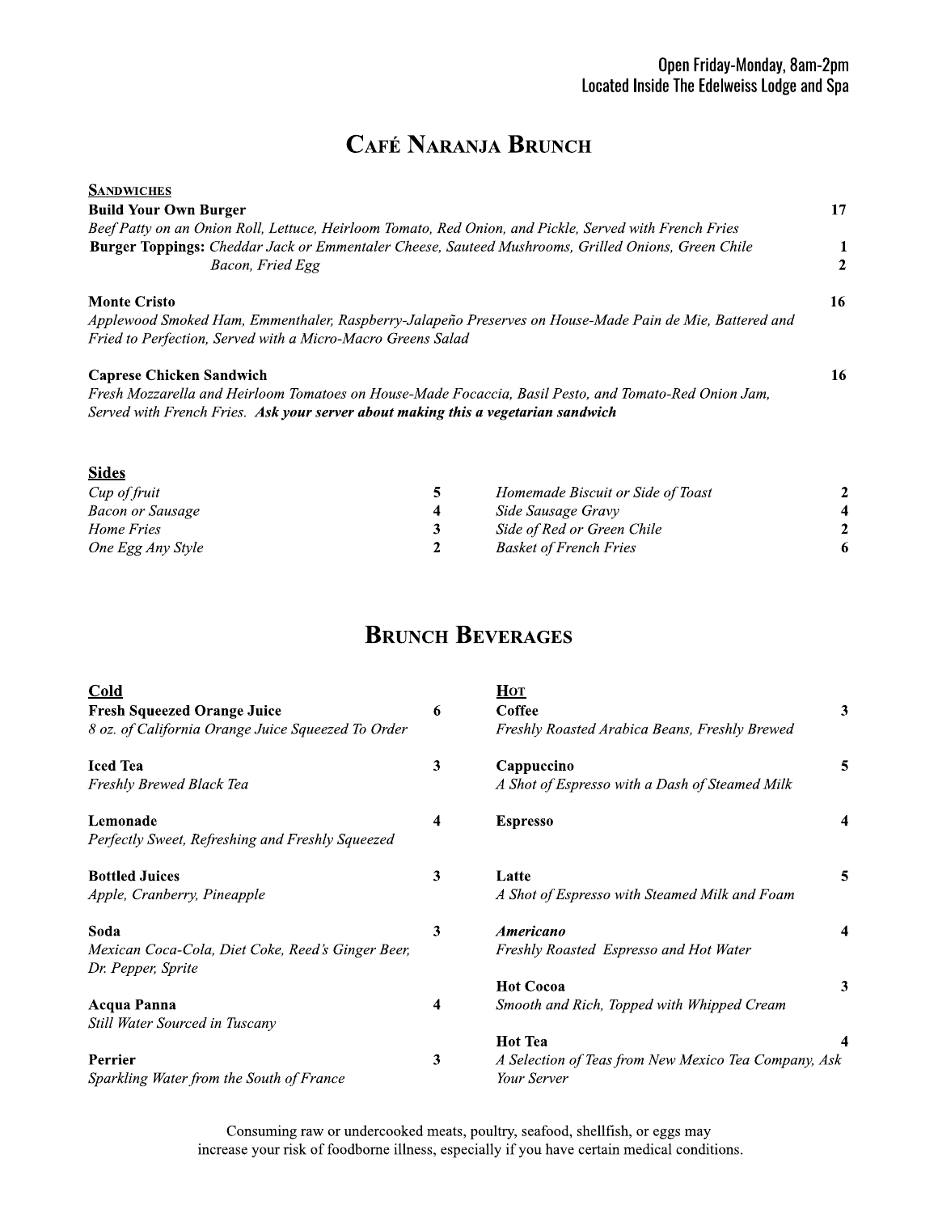Open Friday-Monday, 8am-2pm
Located Inside The Edelweiss Lodge and Spa

# Café Naranja Brunch

## Sandwiches

**Build Your Own Burger** **17**
*Beef Patty on an Onion Roll, Lettuce, Heirloom Tomato, Red Onion, and Pickle, Served with French Fries*
**Burger Toppings:** *Cheddar Jack or Emmentaler Cheese, Sauteed Mushrooms, Grilled Onions, Green Chile* **1**
*Bacon, Fried Egg* **2**

**Monte Cristo** **16**
*Applewood Smoked Ham, Emmenthaler, Raspberry-Jalapeño Preserves on House-Made Pain de Mie, Battered and Fried to Perfection, Served with a Micro-Macro Greens Salad*

**Caprese Chicken Sandwich** **16**
*Fresh Mozzarella and Heirloom Tomatoes on House-Made Focaccia, Basil Pesto, and Tomato-Red Onion Jam, Served with French Fries.* ***Ask your server about making this a vegetarian sandwich***

## Sides

| | | | |
|---|---|---|---|
| *Cup of fruit* | 5 | *Homemade Biscuit or Side of Toast* | 2 |
| *Bacon or Sausage* | 4 | *Side Sausage Gravy* | 4 |
| *Home Fries* | 3 | *Side of Red or Green Chile* | 2 |
| *One Egg Any Style* | 2 | *Basket of French Fries* | 6 |

# Brunch Beverages

## Cold

**Fresh Squeezed Orange Juice** **6**
*8 oz. of California Orange Juice Squeezed To Order*

**Iced Tea** **3**
*Freshly Brewed Black Tea*

**Lemonade** **4**
*Perfectly Sweet, Refreshing and Freshly Squeezed*

**Bottled Juices** **3**
*Apple, Cranberry, Pineapple*

**Soda** **3**
*Mexican Coca-Cola, Diet Coke, Reed's Ginger Beer, Dr. Pepper, Sprite*

**Acqua Panna** **4**
*Still Water Sourced in Tuscany*

**Perrier** **3**
*Sparkling Water from the South of France*

## Hot

**Coffee** **3**
*Freshly Roasted Arabica Beans, Freshly Brewed*

**Cappuccino** **5**
*A Shot of Espresso with a Dash of Steamed Milk*

**Espresso** **4**

**Latte** **5**
*A Shot of Espresso with Steamed Milk and Foam*

***Americano*** **4**
*Freshly Roasted Espresso and Hot Water*

**Hot Cocoa** **3**
*Smooth and Rich, Topped with Whipped Cream*

**Hot Tea** **4**
*A Selection of Teas from New Mexico Tea Company, Ask Your Server*

Consuming raw or undercooked meats, poultry, seafood, shellfish, or eggs may increase your risk of foodborne illness, especially if you have certain medical conditions.